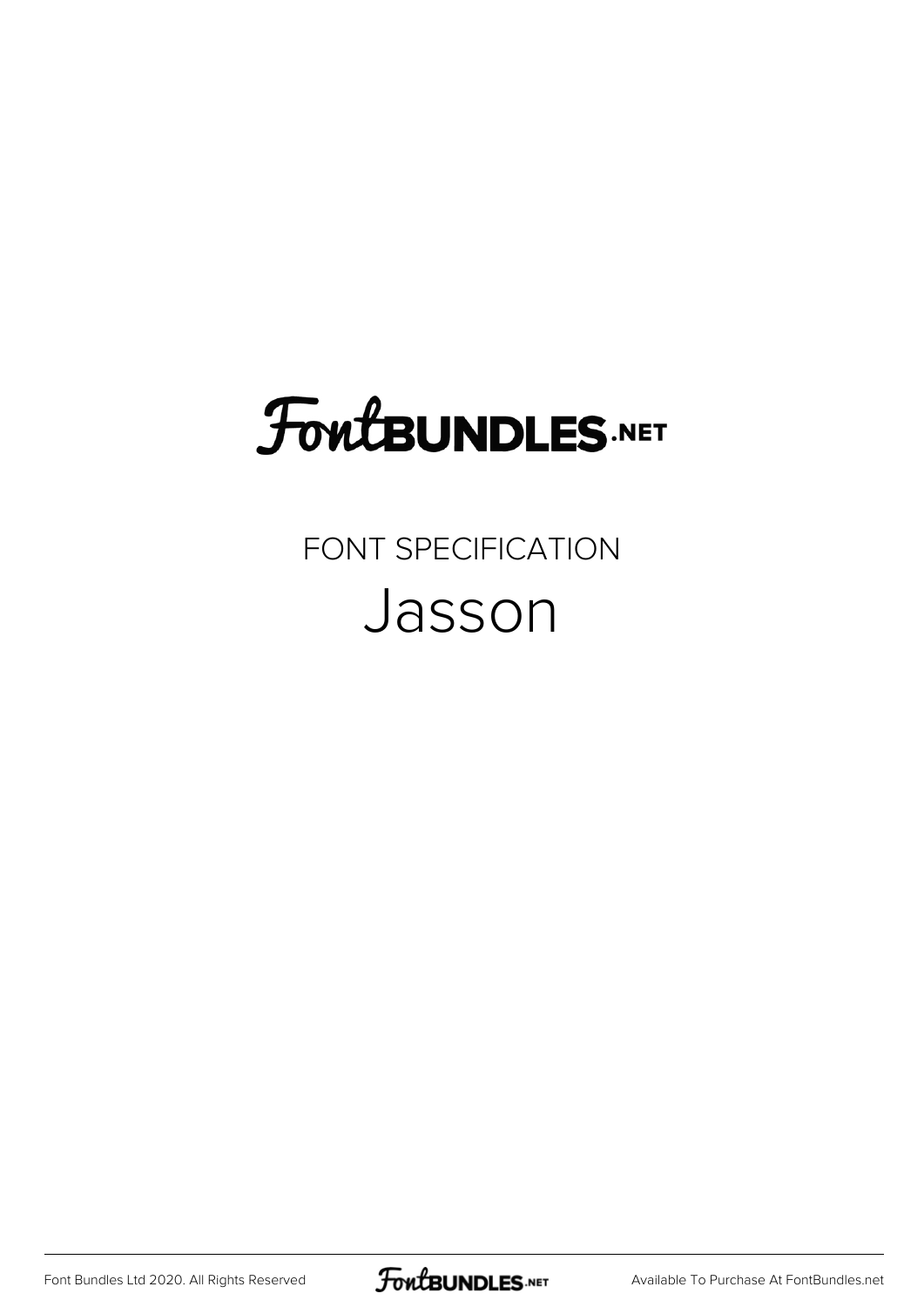# FontBUNDLES.NET

FONT SPECIFICATION

## Jasson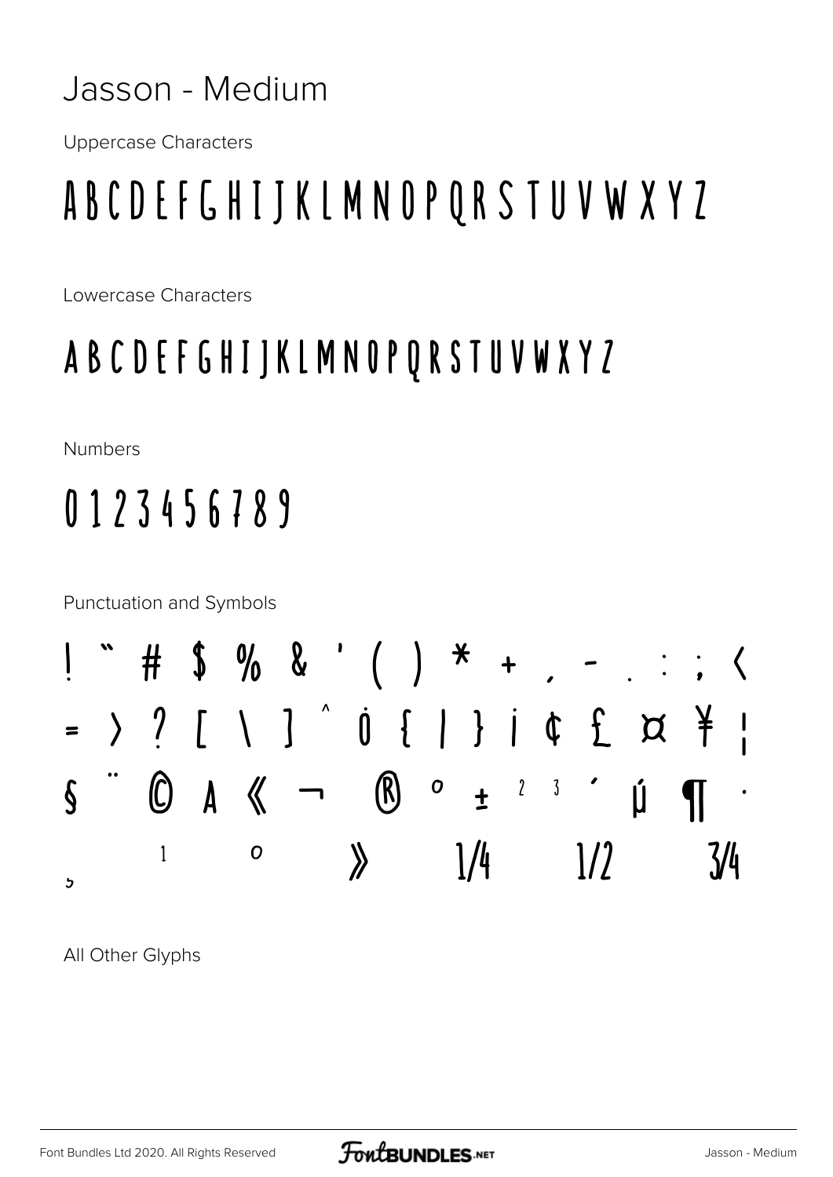# Jasson - Medium

Uppercase Characters

A B C D E F G H I J K L M N O P Q R S T U V W X Y Z

Lowercase Characters

A B C D E F G H I J K L M N O P Q R S T U V W X Y Z

Numbers

0 1 2 3 4 5 6 7 8 9

Punctuation and Symbols

! " # $ % & ' ( ) * + , - . : ; <
= > ? [ \ ] ^ ˙ { | } ¡ ¢ £ ¤ ¥ ¦
§ ¨ © ª « ¬ ® ° ± ² ³ ´ µ ¶ ·
¸ ¹ º » ¼ ½ ¾

All Other Glyphs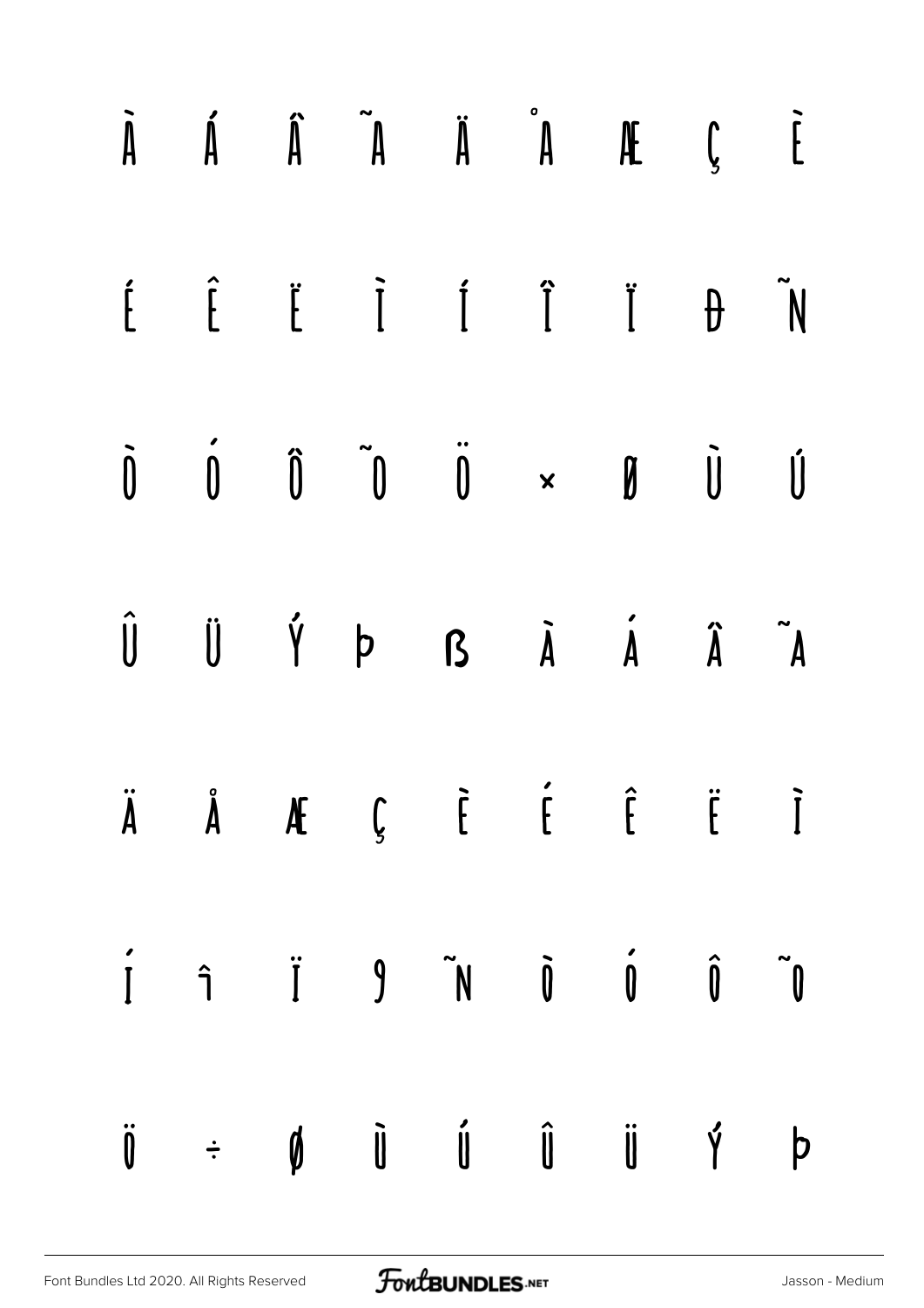À Á Â Ã Ä Å Æ Ç È

É Ê Ë Ì Í Î Ï Ð Ñ

Ò Ó Ô Õ Ö × Ø Ù Ú

Û Ü Ý Þ ß à á â ã

ä å æ ç è é ê ë ì

í î ï ð ñ ò ó ô õ

ö ÷ ø ù ú û ü ý þ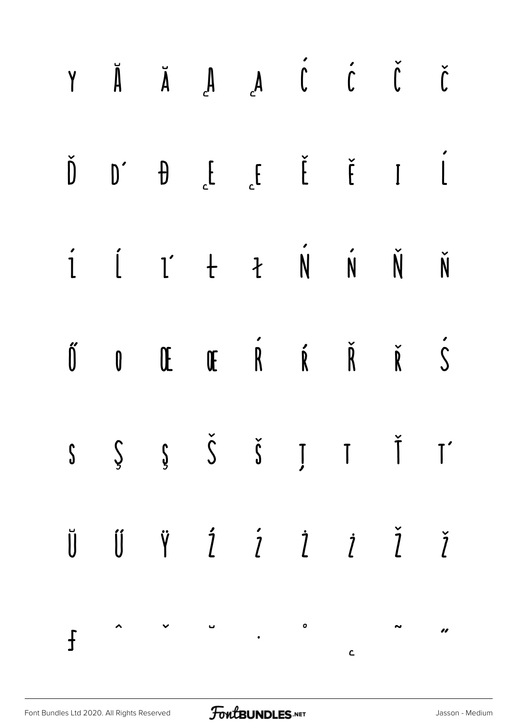ÿ Ă ă Ą ą Ć ć Č č

Ď ď Đ Ę ę Ě ě ı Ĺ

ĺ Ľ ľ Ł ł Ń ń Ň ň

Ő ő Œ œ Ŕ ŕ Ř ř Ś

ś Ş ş Š š Ţ ţ Ť ť

Ů ű Ÿ Ź ź Ż ż Ž ž

ƒ ˆ ˇ ˘ ˙ ˚ ˛ ˜ ˝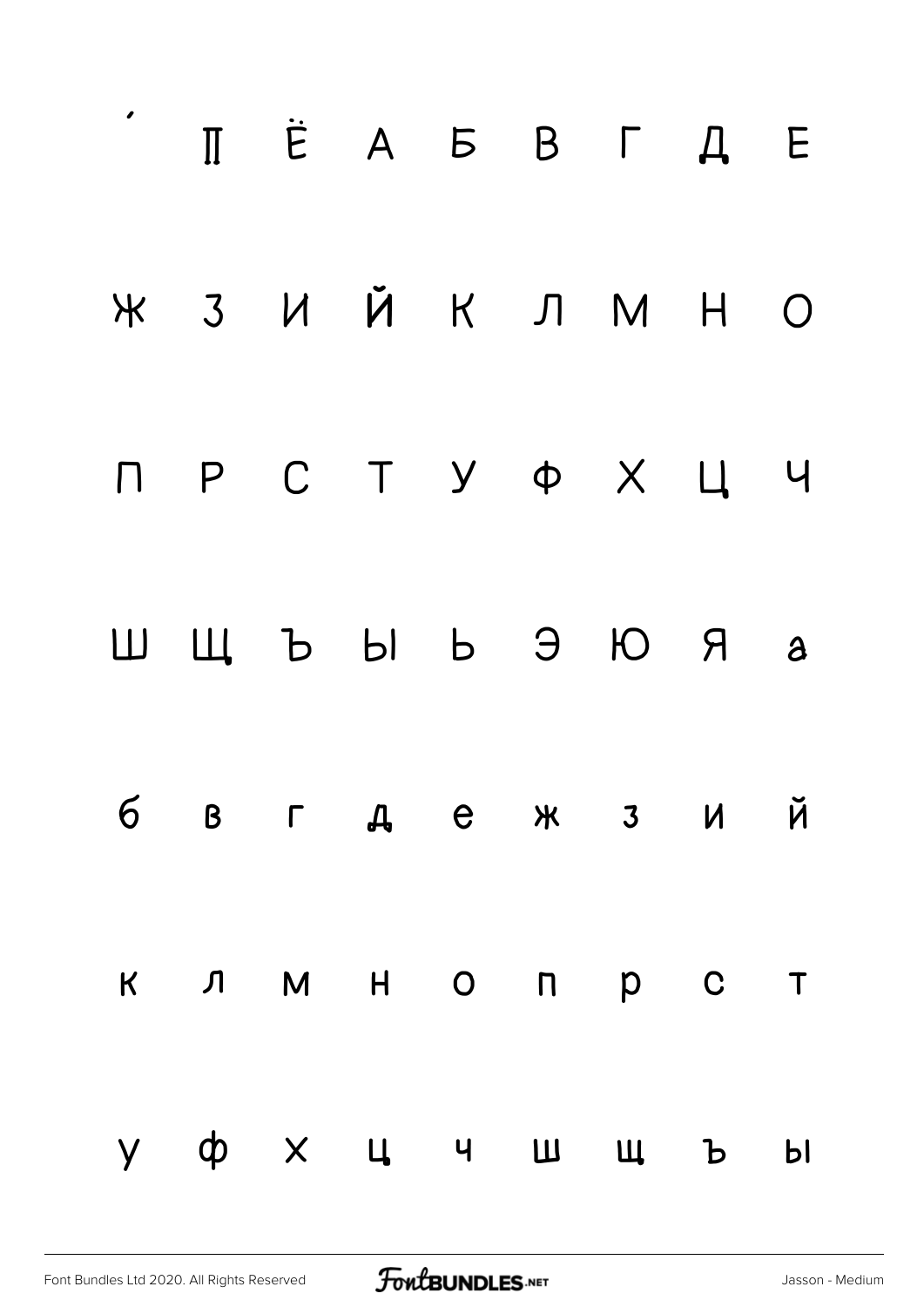´ Ї Ё А Б В Г Д Е

Ж З И Й К Л М Н О

П Р С Т У Ф Х Ц Ч

Ш Щ Ъ Ы Ь Э Ю Я а

б в г д е ж з и й

к л м н о п р с т

у ф х ц ч ш щ ъ ы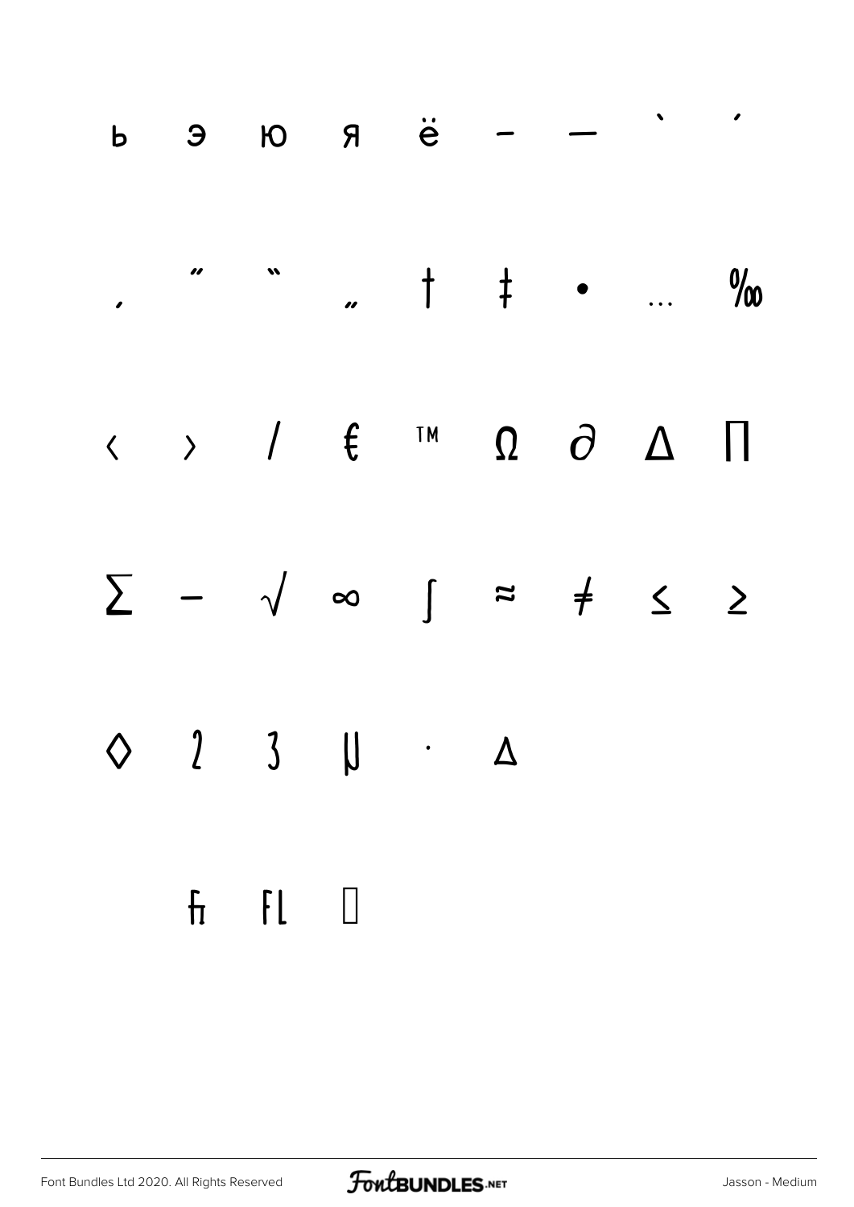ь э ю я ё – — ` ´

‚ " " „ † ‡ • … ‰

‹ › / € ™ Ω ∂ Δ ∏

∑ − √ ∞ ∫ ≈ ≠ ≤ ≥

◊ ² ³ µ · ∆

ﬁ ﬂ